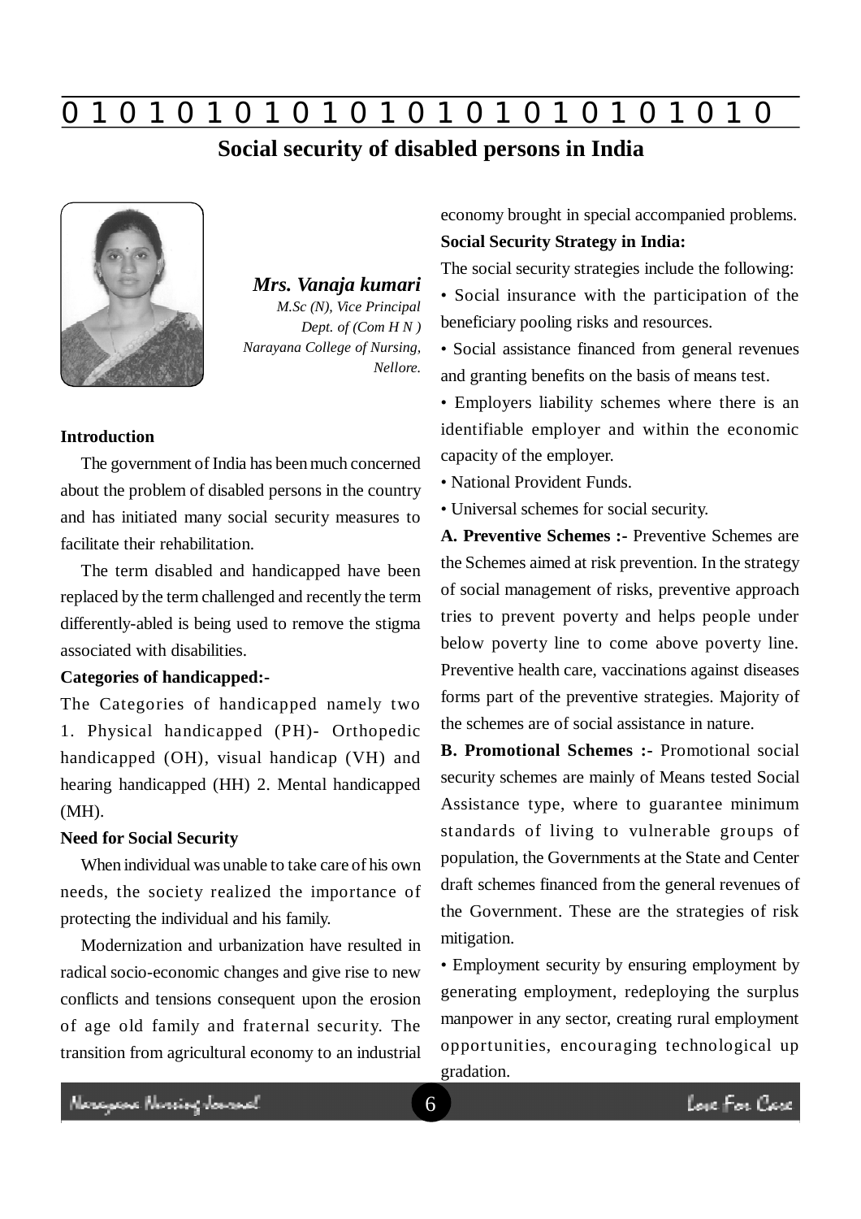# Social security of disabled persons in India

***Mrs. Vanaja kumari***
*M.Sc (N), Vice Principal*
*Dept. of (Com H N )*
*Narayana College of Nursing,*
*Nellore.*

**Introduction**

The government of India has been much concerned about the problem of disabled persons in the country and has initiated many social security measures to facilitate their rehabilitation.

The term disabled and handicapped have been replaced by the term challenged and recently the term differently-abled is being used to remove the stigma associated with disabilities.

**Categories of handicapped:-**

The Categories of handicapped namely two 1. Physical handicapped (PH)- Orthopedic handicapped (OH), visual handicap (VH) and hearing handicapped (HH) 2. Mental handicapped (MH).

**Need for Social Security**

When individual was unable to take care of his own needs, the society realized the importance of protecting the individual and his family.

Modernization and urbanization have resulted in radical socio-economic changes and give rise to new conflicts and tensions consequent upon the erosion of age old family and fraternal security. The transition from agricultural economy to an industrial economy brought in special accompanied problems.

**Social Security Strategy in India:**

The social security strategies include the following:

- Social insurance with the participation of the beneficiary pooling risks and resources.
- Social assistance financed from general revenues and granting benefits on the basis of means test.
- Employers liability schemes where there is an identifiable employer and within the economic capacity of the employer.
- National Provident Funds.
- Universal schemes for social security.

**A. Preventive Schemes :-** Preventive Schemes are the Schemes aimed at risk prevention. In the strategy of social management of risks, preventive approach tries to prevent poverty and helps people under below poverty line to come above poverty line. Preventive health care, vaccinations against diseases forms part of the preventive strategies. Majority of the schemes are of social assistance in nature.

**B. Promotional Schemes :-** Promotional social security schemes are mainly of Means tested Social Assistance type, where to guarantee minimum standards of living to vulnerable groups of population, the Governments at the State and Center draft schemes financed from the general revenues of the Government. These are the strategies of risk mitigation.

- Employment security by ensuring employment by generating employment, redeploying the surplus manpower in any sector, creating rural employment opportunities, encouraging technological up gradation.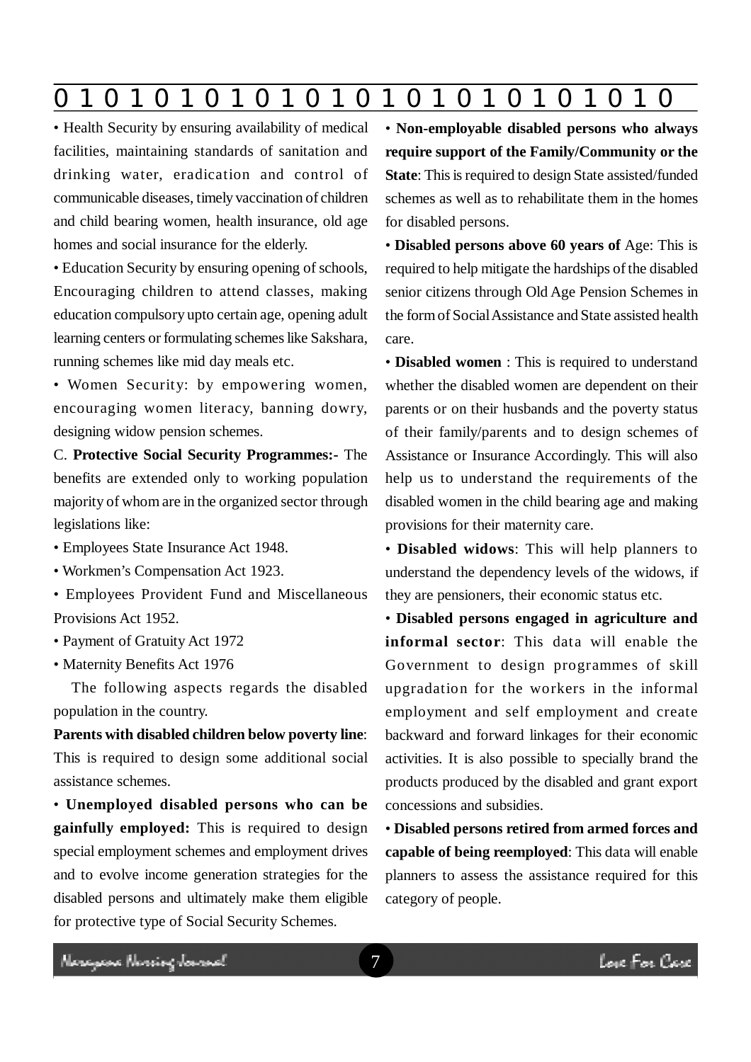• Health Security by ensuring availability of medical facilities, maintaining standards of sanitation and drinking water, eradication and control of communicable diseases, timely vaccination of children and child bearing women, health insurance, old age homes and social insurance for the elderly.

• Education Security by ensuring opening of schools, Encouraging children to attend classes, making education compulsory upto certain age, opening adult learning centers or formulating schemes like Sakshara, running schemes like mid day meals etc.

• Women Security: by empowering women, encouraging women literacy, banning dowry, designing widow pension schemes.

C. **Protective Social Security Programmes:-** The benefits are extended only to working population majority of whom are in the organized sector through legislations like:

• Employees State Insurance Act 1948.

• Workmen's Compensation Act 1923.

• Employees Provident Fund and Miscellaneous Provisions Act 1952.

• Payment of Gratuity Act 1972

• Maternity Benefits Act 1976

The following aspects regards the disabled population in the country.

**Parents with disabled children below poverty line**: This is required to design some additional social assistance schemes.

• **Unemployed disabled persons who can be gainfully employed:** This is required to design special employment schemes and employment drives and to evolve income generation strategies for the disabled persons and ultimately make them eligible for protective type of Social Security Schemes.

• **Non-employable disabled persons who always require support of the Family/Community or the State**: This is required to design State assisted/funded schemes as well as to rehabilitate them in the homes for disabled persons.

• **Disabled persons above 60 years of** Age: This is required to help mitigate the hardships of the disabled senior citizens through Old Age Pension Schemes in the form of Social Assistance and State assisted health care.

• **Disabled women** : This is required to understand whether the disabled women are dependent on their parents or on their husbands and the poverty status of their family/parents and to design schemes of Assistance or Insurance Accordingly. This will also help us to understand the requirements of the disabled women in the child bearing age and making provisions for their maternity care.

• **Disabled widows**: This will help planners to understand the dependency levels of the widows, if they are pensioners, their economic status etc.

• **Disabled persons engaged in agriculture and informal sector**: This data will enable the Government to design programmes of skill upgradation for the workers in the informal employment and self employment and create backward and forward linkages for their economic activities. It is also possible to specially brand the products produced by the disabled and grant export concessions and subsidies.

• **Disabled persons retired from armed forces and capable of being reemployed**: This data will enable planners to assess the assistance required for this category of people.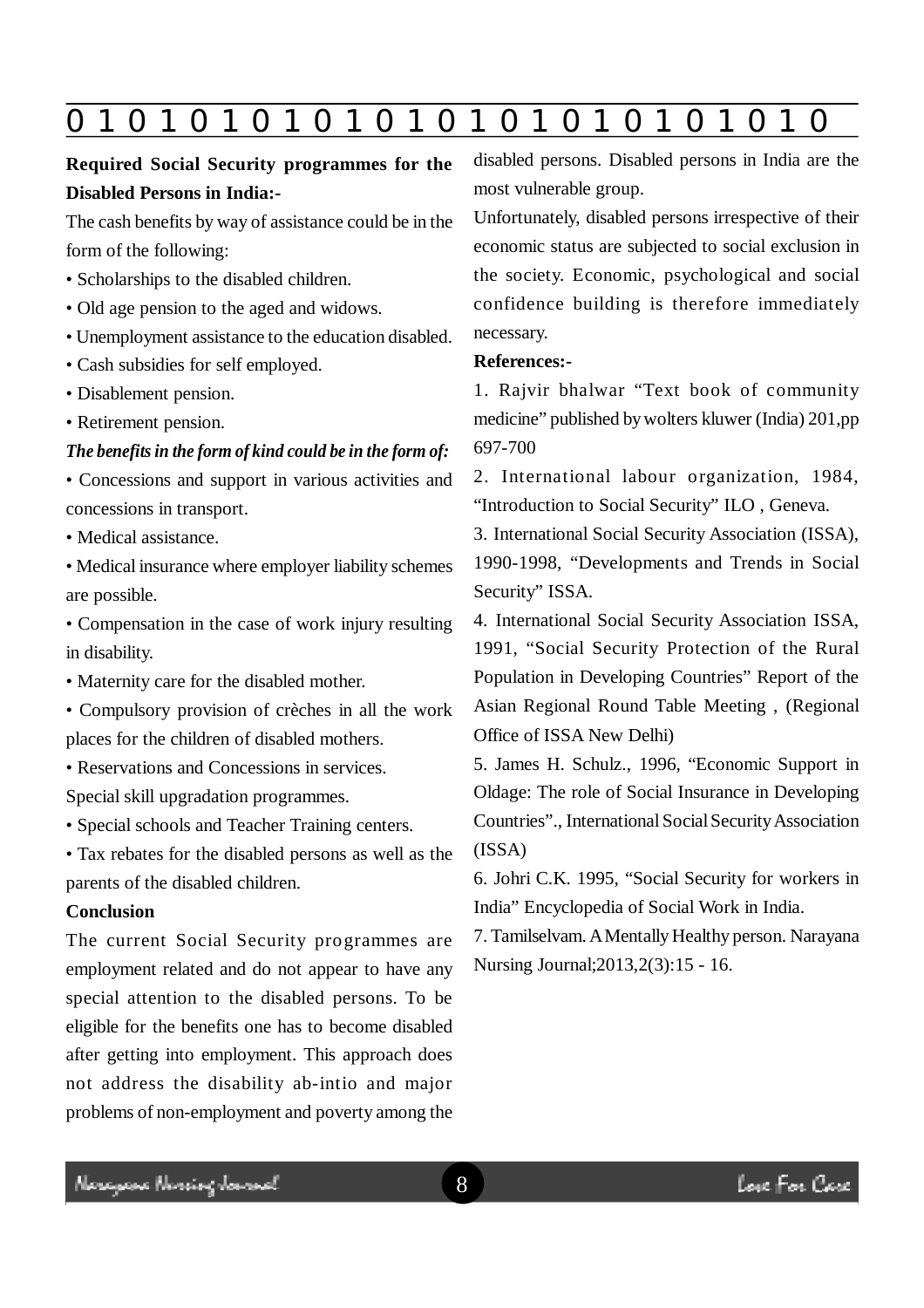**Required Social Security programmes for the Disabled Persons in India:-**

The cash benefits by way of assistance could be in the form of the following:

- Scholarships to the disabled children.
- Old age pension to the aged and widows.
- Unemployment assistance to the education disabled.
- Cash subsidies for self employed.
- Disablement pension.
- Retirement pension.

***The benefits in the form of kind could be in the form of:***

- Concessions and support in various activities and concessions in transport.
- Medical assistance.
- Medical insurance where employer liability schemes are possible.
- Compensation in the case of work injury resulting in disability.
- Maternity care for the disabled mother.
- Compulsory provision of crèches in all the work places for the children of disabled mothers.
- Reservations and Concessions in services.

Special skill upgradation programmes.

- Special schools and Teacher Training centers.
- Tax rebates for the disabled persons as well as the parents of the disabled children.

**Conclusion**

The current Social Security programmes are employment related and do not appear to have any special attention to the disabled persons. To be eligible for the benefits one has to become disabled after getting into employment. This approach does not address the disability ab-intio and major problems of non-employment and poverty among the disabled persons. Disabled persons in India are the most vulnerable group.

Unfortunately, disabled persons irrespective of their economic status are subjected to social exclusion in the society. Economic, psychological and social confidence building is therefore immediately necessary.

**References:-**

1. Rajvir bhalwar "Text book of community medicine" published by wolters kluwer (India) 201,pp 697-700
2. International labour organization, 1984, "Introduction to Social Security" ILO , Geneva.
3. International Social Security Association (ISSA), 1990-1998, "Developments and Trends in Social Security" ISSA.
4. International Social Security Association ISSA, 1991, "Social Security Protection of the Rural Population in Developing Countries" Report of the Asian Regional Round Table Meeting , (Regional Office of ISSA New Delhi)
5. James H. Schulz., 1996, "Economic Support in Oldage: The role of Social Insurance in Developing Countries"., International Social Security Association (ISSA)
6. Johri C.K. 1995, "Social Security for workers in India" Encyclopedia of Social Work in India.
7. Tamilselvam. A Mentally Healthy person. Narayana Nursing Journal;2013,2(3):15 - 16.